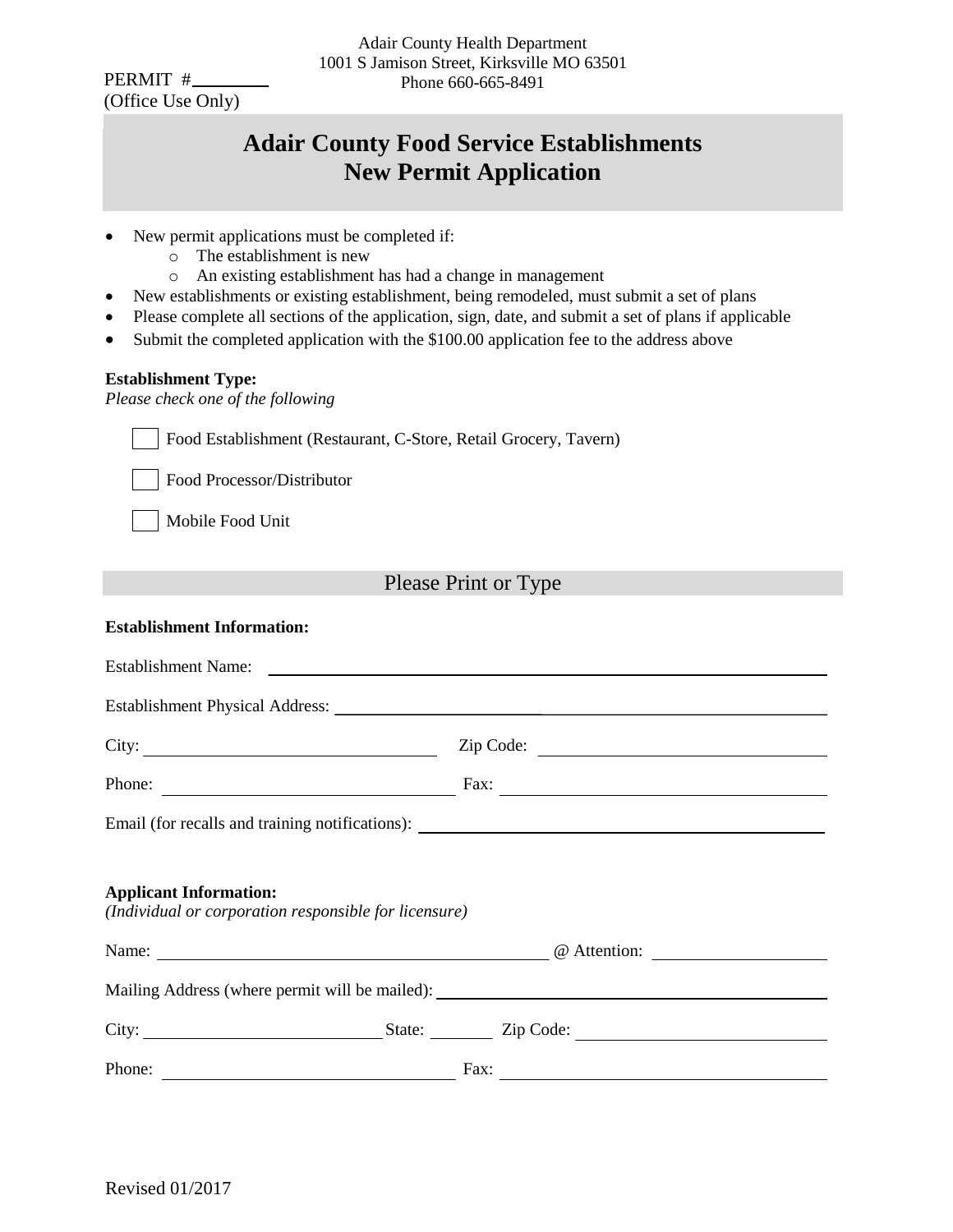Adair County Health Department
1001 S Jamison Street, Kirksville MO 63501
Phone 660-665-8491

PERMIT # ________
(Office Use Only)

# Adair County Food Service Establishments
# New Permit Application

- New permit applications must be completed if:
  - The establishment is new
  - An existing establishment has had a change in management
- New establishments or existing establishment, being remodeled, must submit a set of plans
- Please complete all sections of the application, sign, date, and submit a set of plans if applicable
- Submit the completed application with the $100.00 application fee to the address above

**Establishment Type:**
*Please check one of the following*

☐ Food Establishment (Restaurant, C-Store, Retail Grocery, Tavern)

☐ Food Processor/Distributor

☐ Mobile Food Unit

## Please Print or Type

**Establishment Information:**

Establishment Name: ____________________

Establishment Physical Address: ____________________

City: ____________________ Zip Code: ____________________

Phone: ____________________ Fax: ____________________

Email (for recalls and training notifications): ____________________

**Applicant Information:**
*(Individual or corporation responsible for licensure)*

Name: ____________________ @ Attention: ____________________

Mailing Address (where permit will be mailed): ____________________

City: ____________________ State: ________ Zip Code: ____________________

Phone: ____________________ Fax: ____________________

Revised 01/2017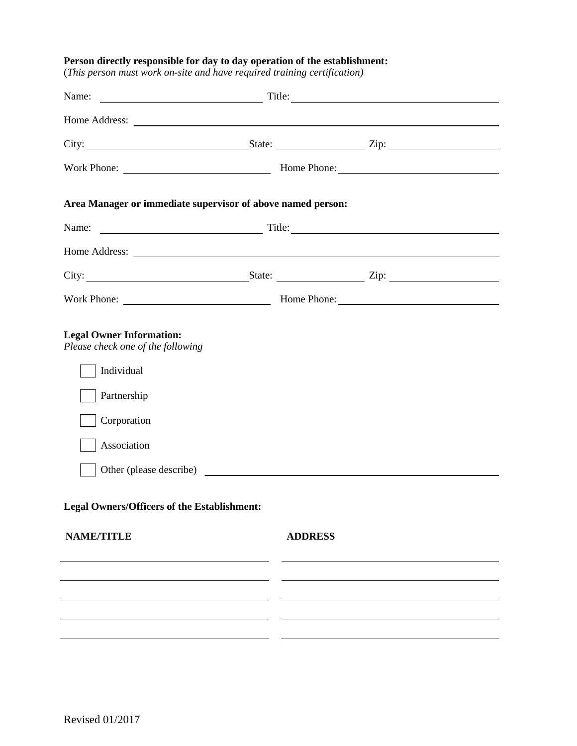**Person directly responsible for day to day operation of the establishment:**
(*This person must work on-site and have required training certification)*

Name: ______________________________ Title: ______________________________

Home Address: ______________________________________________________________

City: ______________________________ State: ________________ Zip: ________________

Work Phone: __________________________ Home Phone: __________________________

**Area Manager or immediate supervisor of above named person:**

Name: ______________________________ Title: ______________________________

Home Address: ______________________________________________________________

City: ______________________________ State: ________________ Zip: ________________

Work Phone: __________________________ Home Phone: __________________________

**Legal Owner Information:**
*Please check one of the following*

- ☐ Individual
- ☐ Partnership
- ☐ Corporation
- ☐ Association
- ☐ Other (please describe) ____________________________________________

**Legal Owners/Officers of the Establishment:**

| NAME/TITLE | ADDRESS |
| --- | --- |
| | |
| | |
| | |
| | |
| | |

Revised 01/2017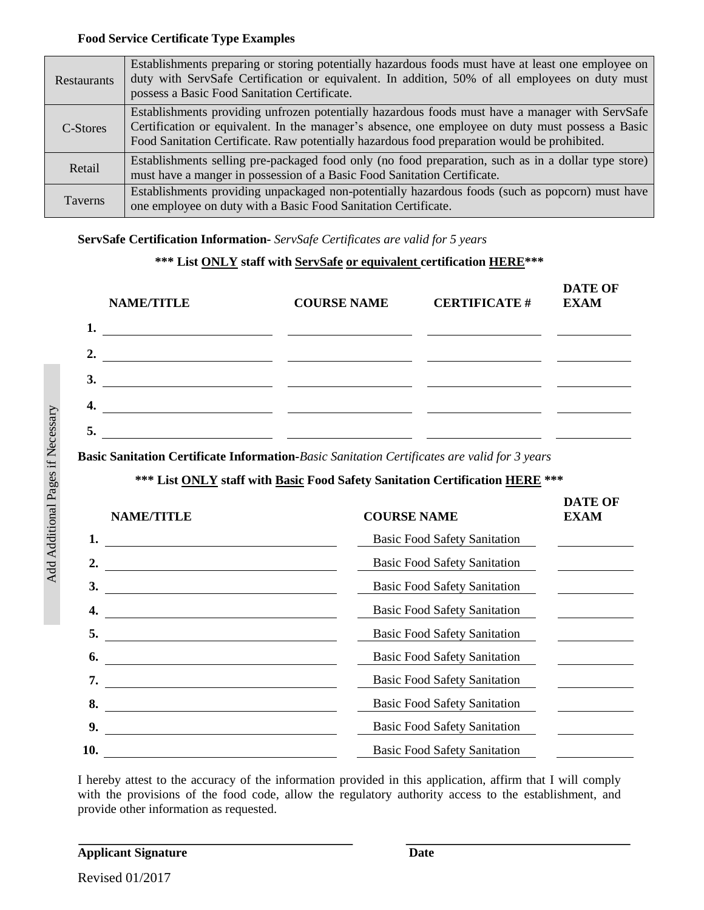**Food Service Certificate Type Examples**

| | |
|---|---|
| Restaurants | Establishments preparing or storing potentially hazardous foods must have at least one employee on duty with ServSafe Certification or equivalent. In addition, 50% of all employees on duty must possess a Basic Food Sanitation Certificate. |
| C-Stores | Establishments providing unfrozen potentially hazardous foods must have a manager with ServSafe Certification or equivalent. In the manager's absence, one employee on duty must possess a Basic Food Sanitation Certificate. Raw potentially hazardous food preparation would be prohibited. |
| Retail | Establishments selling pre-packaged food only (no food preparation, such as in a dollar type store) must have a manger in possession of a Basic Food Sanitation Certificate. |
| Taverns | Establishments providing unpackaged non-potentially hazardous foods (such as popcorn) must have one employee on duty with a Basic Food Sanitation Certificate. |

**ServSafe Certification Information-** *ServSafe Certificates are valid for 5 years*

**\*\*\* List ONLY staff with ServSafe or equivalent certification HERE\*\*\***

| | NAME/TITLE | COURSE NAME | CERTIFICATE # | DATE OF EXAM |
|---|---|---|---|---|
| 1. | | | | |
| 2. | | | | |
| 3. | | | | |
| 4. | | | | |
| 5. | | | | |

Add Additional Pages if Necessary

**Basic Sanitation Certificate Information-***Basic Sanitation Certificates are valid for 3 years*

**\*\*\* List ONLY staff with Basic Food Safety Sanitation Certification HERE \*\*\***

| | NAME/TITLE | COURSE NAME | DATE OF EXAM |
|---|---|---|---|
| 1. | | Basic Food Safety Sanitation | |
| 2. | | Basic Food Safety Sanitation | |
| 3. | | Basic Food Safety Sanitation | |
| 4. | | Basic Food Safety Sanitation | |
| 5. | | Basic Food Safety Sanitation | |
| 6. | | Basic Food Safety Sanitation | |
| 7. | | Basic Food Safety Sanitation | |
| 8. | | Basic Food Safety Sanitation | |
| 9. | | Basic Food Safety Sanitation | |
| 10. | | Basic Food Safety Sanitation | |

I hereby attest to the accuracy of the information provided in this application, affirm that I will comply with the provisions of the food code, allow the regulatory authority access to the establishment, and provide other information as requested.

**Applicant Signature** **Date**

Revised 01/2017